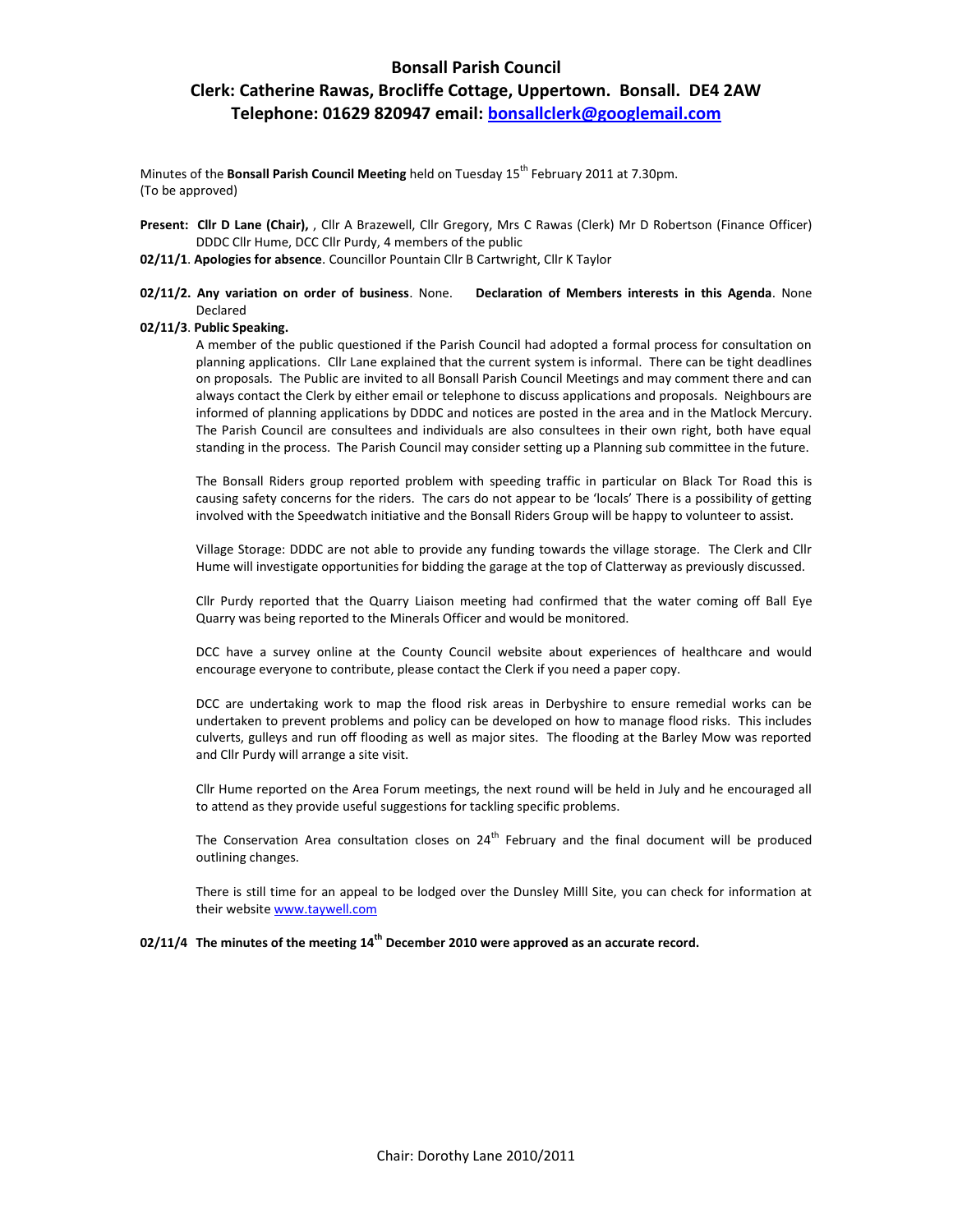# Bonsall Parish Council

## Clerk: Catherine Rawas, Brocliffe Cottage, Uppertown. Bonsall. DE4 2AW

## Telephone: 01629 820947 email: bonsallclerk@googlemail.com

Minutes of the **Bonsall Parish Council Meeting** held on Tuesday 15th February 2011 at 7.30pm.
(To be approved)

**Present: Cllr D Lane (Chair),** , Cllr A Brazewell, Cllr Gregory, Mrs C Rawas (Clerk) Mr D Robertson (Finance Officer) DDDC Cllr Hume, DCC Cllr Purdy, 4 members of the public

**02/11/1**. **Apologies for absence**. Councillor Pountain Cllr B Cartwright, Cllr K Taylor

**02/11/2. Any variation on order of business**. None. **Declaration of Members interests in this Agenda**. None Declared

**02/11/3**. **Public Speaking.**

A member of the public questioned if the Parish Council had adopted a formal process for consultation on planning applications. Cllr Lane explained that the current system is informal. There can be tight deadlines on proposals. The Public are invited to all Bonsall Parish Council Meetings and may comment there and can always contact the Clerk by either email or telephone to discuss applications and proposals. Neighbours are informed of planning applications by DDDC and notices are posted in the area and in the Matlock Mercury. The Parish Council are consultees and individuals are also consultees in their own right, both have equal standing in the process. The Parish Council may consider setting up a Planning sub committee in the future.

The Bonsall Riders group reported problem with speeding traffic in particular on Black Tor Road this is causing safety concerns for the riders. The cars do not appear to be 'locals' There is a possibility of getting involved with the Speedwatch initiative and the Bonsall Riders Group will be happy to volunteer to assist.

Village Storage: DDDC are not able to provide any funding towards the village storage. The Clerk and Cllr Hume will investigate opportunities for bidding the garage at the top of Clatterway as previously discussed.

Cllr Purdy reported that the Quarry Liaison meeting had confirmed that the water coming off Ball Eye Quarry was being reported to the Minerals Officer and would be monitored.

DCC have a survey online at the County Council website about experiences of healthcare and would encourage everyone to contribute, please contact the Clerk if you need a paper copy.

DCC are undertaking work to map the flood risk areas in Derbyshire to ensure remedial works can be undertaken to prevent problems and policy can be developed on how to manage flood risks. This includes culverts, gulleys and run off flooding as well as major sites. The flooding at the Barley Mow was reported and Cllr Purdy will arrange a site visit.

Cllr Hume reported on the Area Forum meetings, the next round will be held in July and he encouraged all to attend as they provide useful suggestions for tackling specific problems.

The Conservation Area consultation closes on 24th February and the final document will be produced outlining changes.

There is still time for an appeal to be lodged over the Dunsley Milll Site, you can check for information at their website www.taywell.com

**02/11/4 The minutes of the meeting 14th December 2010 were approved as an accurate record.**

Chair: Dorothy Lane 2010/2011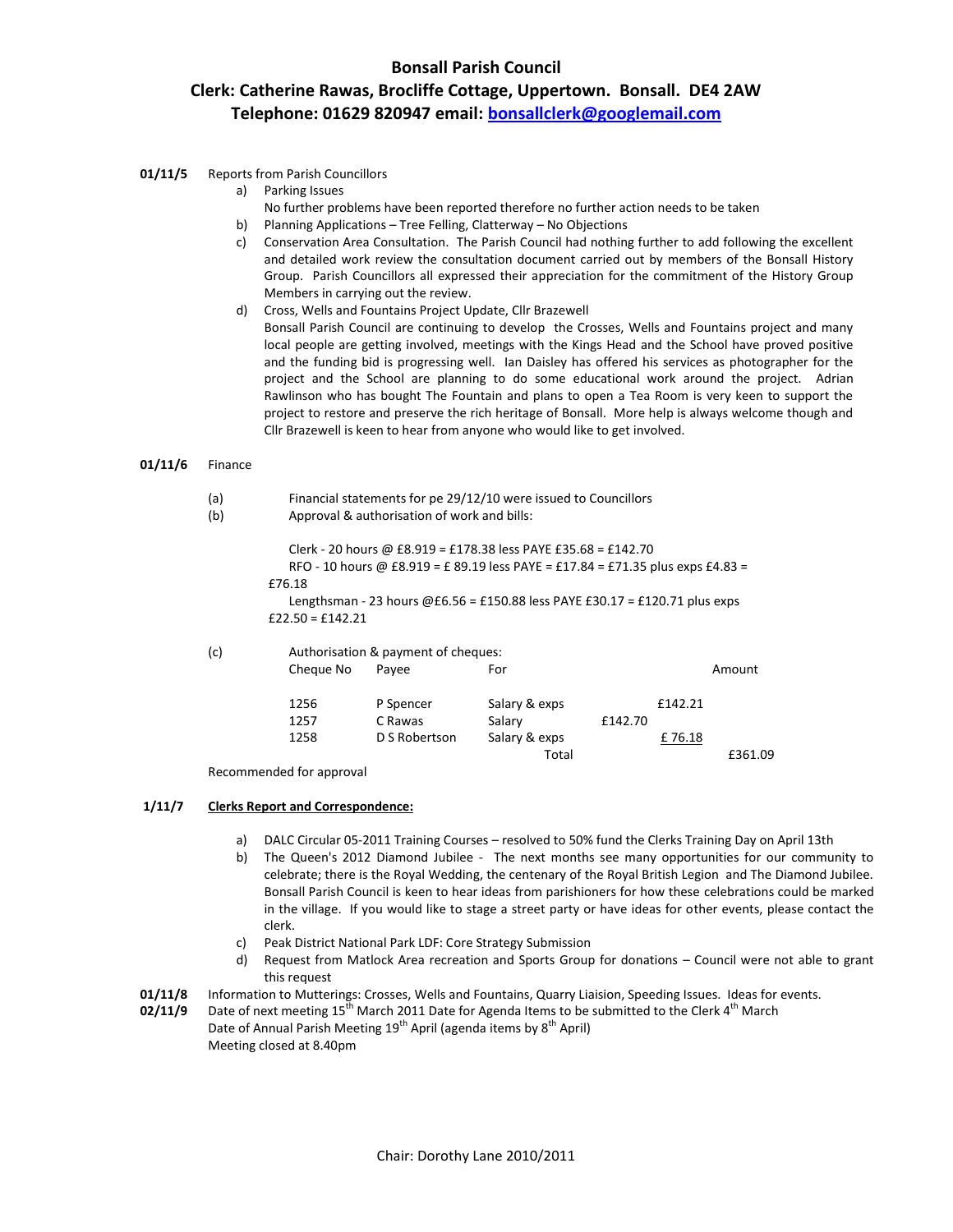# Bonsall Parish Council

## Clerk: Catherine Rawas, Brocliffe Cottage, Uppertown. Bonsall. DE4 2AW

## Telephone: 01629 820947 email: bonsallclerk@googlemail.com

**01/11/5** Reports from Parish Councillors

a) Parking Issues
No further problems have been reported therefore no further action needs to be taken

b) Planning Applications – Tree Felling, Clatterway – No Objections

c) Conservation Area Consultation. The Parish Council had nothing further to add following the excellent and detailed work review the consultation document carried out by members of the Bonsall History Group. Parish Councillors all expressed their appreciation for the commitment of the History Group Members in carrying out the review.

d) Cross, Wells and Fountains Project Update, Cllr Brazewell
Bonsall Parish Council are continuing to develop the Crosses, Wells and Fountains project and many local people are getting involved, meetings with the Kings Head and the School have proved positive and the funding bid is progressing well. Ian Daisley has offered his services as photographer for the project and the School are planning to do some educational work around the project. Adrian Rawlinson who has bought The Fountain and plans to open a Tea Room is very keen to support the project to restore and preserve the rich heritage of Bonsall. More help is always welcome though and Cllr Brazewell is keen to hear from anyone who would like to get involved.

**01/11/6** Finance

(a) Financial statements for pe 29/12/10 were issued to Councillors

(b) Approval & authorisation of work and bills:

Clerk - 20 hours @ £8.919 = £178.38 less PAYE £35.68 = £142.70
RFO - 10 hours @ £8.919 = £ 89.19 less PAYE = £17.84 = £71.35 plus exps £4.83 = £76.18
Lengthsman - 23 hours @£6.56 = £150.88 less PAYE £30.17 = £120.71 plus exps £22.50 = £142.21

(c) Authorisation & payment of cheques:

| Cheque No | Payee | For | | | Amount |
|---|---|---|---|---|---|
| 1256 | P Spencer | Salary & exps | | £142.21 | |
| 1257 | C Rawas | Salary | £142.70 | | |
| 1258 | D S Robertson | Salary & exps | | £ 76.18 | |
| | | Total | | | £361.09 |

Recommended for approval

**1/11/7** **Clerks Report and Correspondence:**

a) DALC Circular 05-2011 Training Courses – resolved to 50% fund the Clerks Training Day on April 13th

b) The Queen's 2012 Diamond Jubilee - The next months see many opportunities for our community to celebrate; there is the Royal Wedding, the centenary of the Royal British Legion and The Diamond Jubilee. Bonsall Parish Council is keen to hear ideas from parishioners for how these celebrations could be marked in the village. If you would like to stage a street party or have ideas for other events, please contact the clerk.

c) Peak District National Park LDF: Core Strategy Submission

d) Request from Matlock Area recreation and Sports Group for donations – Council were not able to grant this request

**01/11/8** Information to Mutterings: Crosses, Wells and Fountains, Quarry Liaision, Speeding Issues. Ideas for events.

**02/11/9** Date of next meeting 15th March 2011 Date for Agenda Items to be submitted to the Clerk 4th March
Date of Annual Parish Meeting 19th April (agenda items by 8th April)
Meeting closed at 8.40pm

Chair: Dorothy Lane 2010/2011